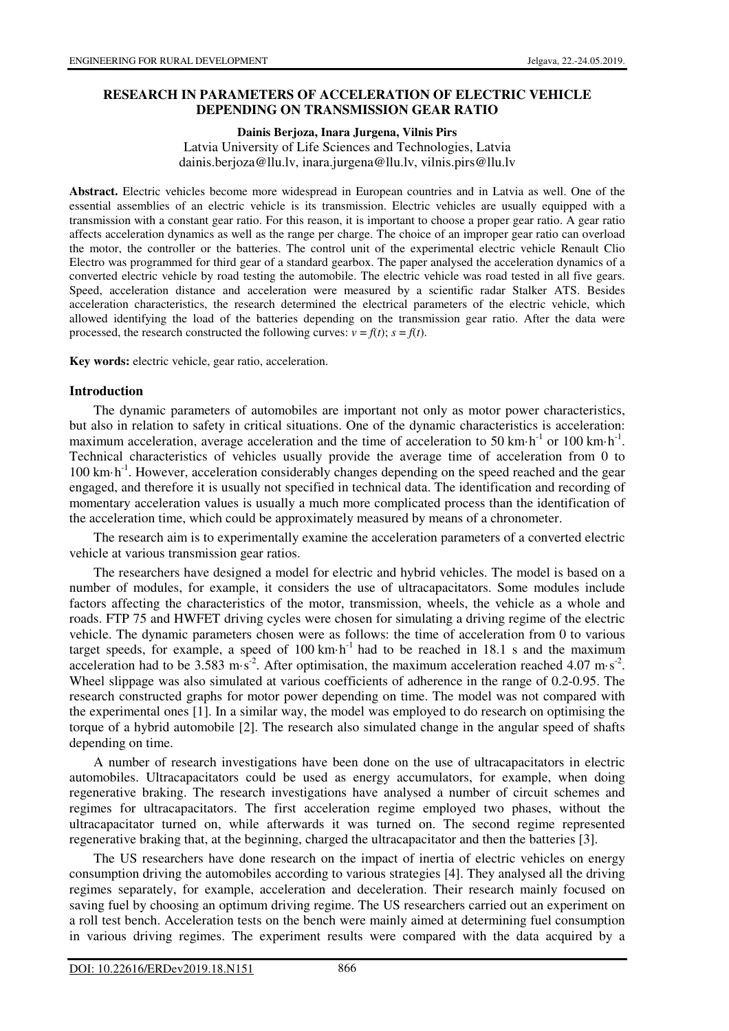# RESEARCH IN PARAMETERS OF ACCELERATION OF ELECTRIC VEHICLE DEPENDING ON TRANSMISSION GEAR RATIO

**Dainis Berjoza, Inara Jurgena, Vilnis Pirs**

Latvia University of Life Sciences and Technologies, Latvia

dainis.berjoza@llu.lv, inara.jurgena@llu.lv, vilnis.pirs@llu.lv

**Abstract.** Electric vehicles become more widespread in European countries and in Latvia as well. One of the essential assemblies of an electric vehicle is its transmission. Electric vehicles are usually equipped with a transmission with a constant gear ratio. For this reason, it is important to choose a proper gear ratio. A gear ratio affects acceleration dynamics as well as the range per charge. The choice of an improper gear ratio can overload the motor, the controller or the batteries. The control unit of the experimental electric vehicle Renault Clio Electro was programmed for third gear of a standard gearbox. The paper analysed the acceleration dynamics of a converted electric vehicle by road testing the automobile. The electric vehicle was road tested in all five gears. Speed, acceleration distance and acceleration were measured by a scientific radar Stalker ATS. Besides acceleration characteristics, the research determined the electrical parameters of the electric vehicle, which allowed identifying the load of the batteries depending on the transmission gear ratio. After the data were processed, the research constructed the following curves: $v = f(t)$; $s = f(t)$.

**Key words:** electric vehicle, gear ratio, acceleration.

## Introduction

The dynamic parameters of automobiles are important not only as motor power characteristics, but also in relation to safety in critical situations. One of the dynamic characteristics is acceleration: maximum acceleration, average acceleration and the time of acceleration to 50 km·h$^{-1}$ or 100 km·h$^{-1}$. Technical characteristics of vehicles usually provide the average time of acceleration from 0 to 100 km·h$^{-1}$. However, acceleration considerably changes depending on the speed reached and the gear engaged, and therefore it is usually not specified in technical data. The identification and recording of momentary acceleration values is usually a much more complicated process than the identification of the acceleration time, which could be approximately measured by means of a chronometer.

The research aim is to experimentally examine the acceleration parameters of a converted electric vehicle at various transmission gear ratios.

The researchers have designed a model for electric and hybrid vehicles. The model is based on a number of modules, for example, it considers the use of ultracapacitators. Some modules include factors affecting the characteristics of the motor, transmission, wheels, the vehicle as a whole and roads. FTP 75 and HWFET driving cycles were chosen for simulating a driving regime of the electric vehicle. The dynamic parameters chosen were as follows: the time of acceleration from 0 to various target speeds, for example, a speed of 100 km·h$^{-1}$ had to be reached in 18.1 s and the maximum acceleration had to be 3.583 m·s$^{-2}$. After optimisation, the maximum acceleration reached 4.07 m·s$^{-2}$. Wheel slippage was also simulated at various coefficients of adherence in the range of 0.2-0.95. The research constructed graphs for motor power depending on time. The model was not compared with the experimental ones [1]. In a similar way, the model was employed to do research on optimising the torque of a hybrid automobile [2]. The research also simulated change in the angular speed of shafts depending on time.

A number of research investigations have been done on the use of ultracapacitators in electric automobiles. Ultracapacitators could be used as energy accumulators, for example, when doing regenerative braking. The research investigations have analysed a number of circuit schemes and regimes for ultracapacitators. The first acceleration regime employed two phases, without the ultracapacitator turned on, while afterwards it was turned on. The second regime represented regenerative braking that, at the beginning, charged the ultracapacitator and then the batteries [3].

The US researchers have done research on the impact of inertia of electric vehicles on energy consumption driving the automobiles according to various strategies [4]. They analysed all the driving regimes separately, for example, acceleration and deceleration. Their research mainly focused on saving fuel by choosing an optimum driving regime. The US researchers carried out an experiment on a roll test bench. Acceleration tests on the bench were mainly aimed at determining fuel consumption in various driving regimes. The experiment results were compared with the data acquired by a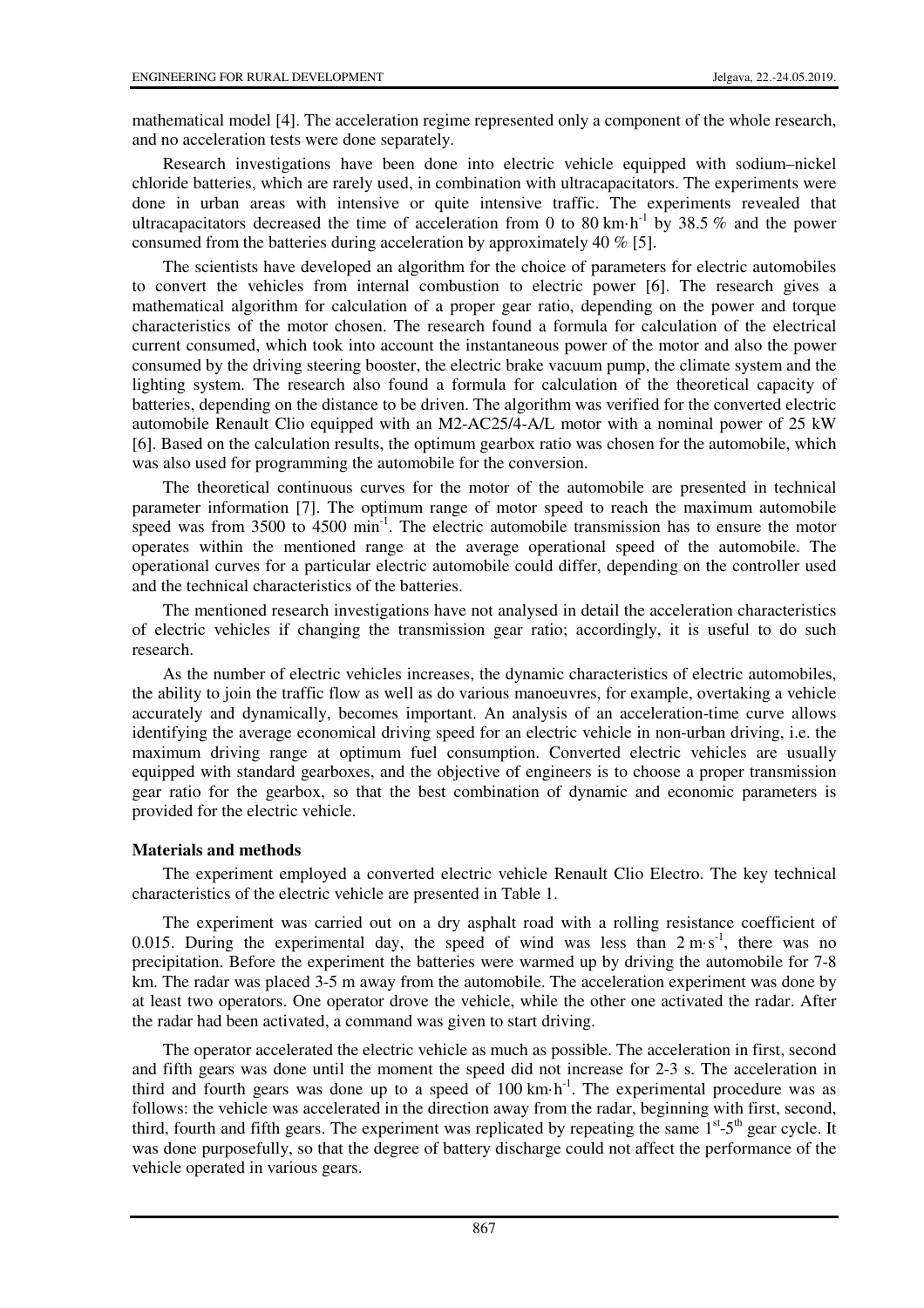mathematical model [4]. The acceleration regime represented only a component of the whole research, and no acceleration tests were done separately.

Research investigations have been done into electric vehicle equipped with sodium–nickel chloride batteries, which are rarely used, in combination with ultracapacitators. The experiments were done in urban areas with intensive or quite intensive traffic. The experiments revealed that ultracapacitators decreased the time of acceleration from 0 to 80 km·h$^{-1}$ by 38.5 % and the power consumed from the batteries during acceleration by approximately 40 % [5].

The scientists have developed an algorithm for the choice of parameters for electric automobiles to convert the vehicles from internal combustion to electric power [6]. The research gives a mathematical algorithm for calculation of a proper gear ratio, depending on the power and torque characteristics of the motor chosen. The research found a formula for calculation of the electrical current consumed, which took into account the instantaneous power of the motor and also the power consumed by the driving steering booster, the electric brake vacuum pump, the climate system and the lighting system. The research also found a formula for calculation of the theoretical capacity of batteries, depending on the distance to be driven. The algorithm was verified for the converted electric automobile Renault Clio equipped with an M2-AC25/4-A/L motor with a nominal power of 25 kW [6]. Based on the calculation results, the optimum gearbox ratio was chosen for the automobile, which was also used for programming the automobile for the conversion.

The theoretical continuous curves for the motor of the automobile are presented in technical parameter information [7]. The optimum range of motor speed to reach the maximum automobile speed was from 3500 to 4500 min$^{-1}$. The electric automobile transmission has to ensure the motor operates within the mentioned range at the average operational speed of the automobile. The operational curves for a particular electric automobile could differ, depending on the controller used and the technical characteristics of the batteries.

The mentioned research investigations have not analysed in detail the acceleration characteristics of electric vehicles if changing the transmission gear ratio; accordingly, it is useful to do such research.

As the number of electric vehicles increases, the dynamic characteristics of electric automobiles, the ability to join the traffic flow as well as do various manoeuvres, for example, overtaking a vehicle accurately and dynamically, becomes important. An analysis of an acceleration-time curve allows identifying the average economical driving speed for an electric vehicle in non-urban driving, i.e. the maximum driving range at optimum fuel consumption. Converted electric vehicles are usually equipped with standard gearboxes, and the objective of engineers is to choose a proper transmission gear ratio for the gearbox, so that the best combination of dynamic and economic parameters is provided for the electric vehicle.

## Materials and methods

The experiment employed a converted electric vehicle Renault Clio Electro. The key technical characteristics of the electric vehicle are presented in Table 1.

The experiment was carried out on a dry asphalt road with a rolling resistance coefficient of 0.015. During the experimental day, the speed of wind was less than 2 m·s$^{-1}$, there was no precipitation. Before the experiment the batteries were warmed up by driving the automobile for 7-8 km. The radar was placed 3-5 m away from the automobile. The acceleration experiment was done by at least two operators. One operator drove the vehicle, while the other one activated the radar. After the radar had been activated, a command was given to start driving.

The operator accelerated the electric vehicle as much as possible. The acceleration in first, second and fifth gears was done until the moment the speed did not increase for 2-3 s. The acceleration in third and fourth gears was done up to a speed of 100 km·h$^{-1}$. The experimental procedure was as follows: the vehicle was accelerated in the direction away from the radar, beginning with first, second, third, fourth and fifth gears. The experiment was replicated by repeating the same 1$^{st}$-5$^{th}$ gear cycle. It was done purposefully, so that the degree of battery discharge could not affect the performance of the vehicle operated in various gears.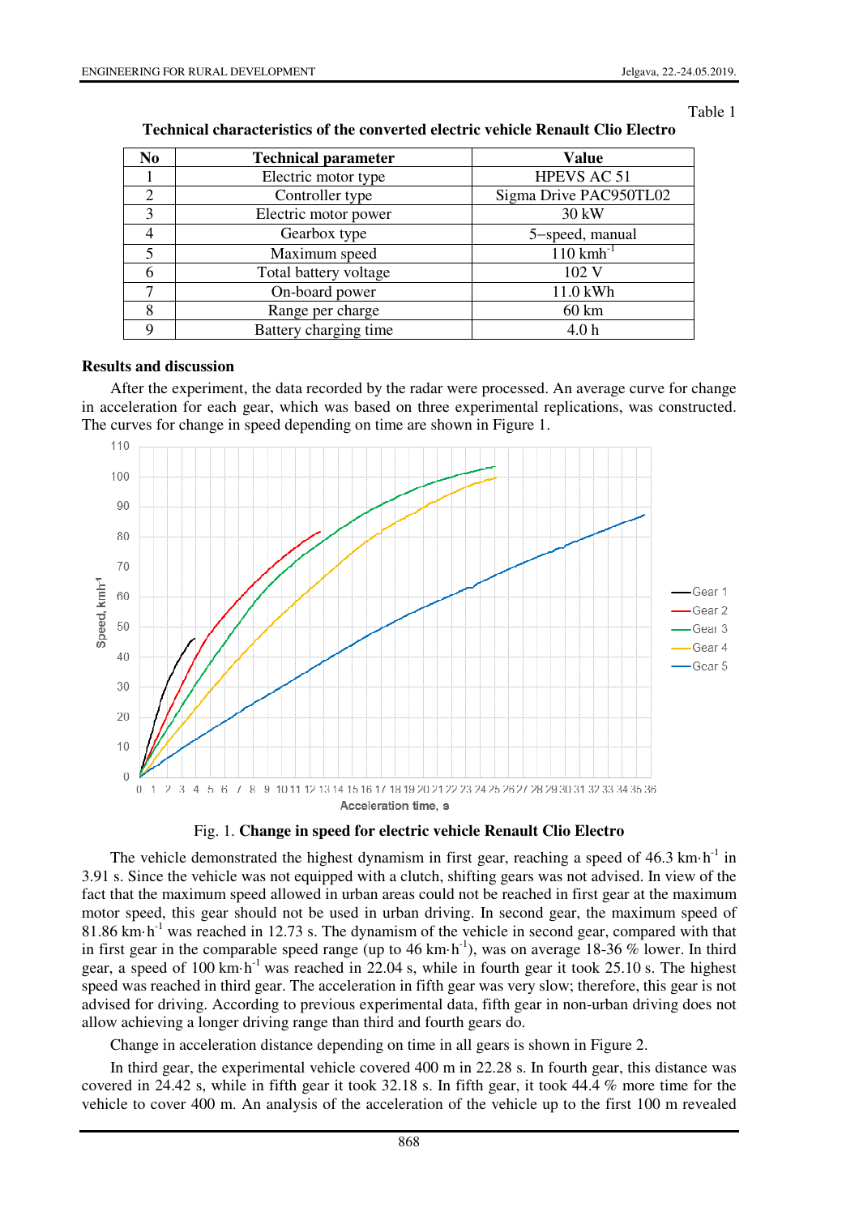Table 1

**Technical characteristics of the converted electric vehicle Renault Clio Electro**

| No | Technical parameter | Value |
|---|---|---|
| 1 | Electric motor type | HPEVS AC 51 |
| 2 | Controller type | Sigma Drive PAC950TL02 |
| 3 | Electric motor power | 30 kW |
| 4 | Gearbox type | 5–speed, manual |
| 5 | Maximum speed | 110 $kmh^{-1}$ |
| 6 | Total battery voltage | 102 V |
| 7 | On-board power | 11.0 kWh |
| 8 | Range per charge | 60 km |
| 9 | Battery charging time | 4.0 h |

## Results and discussion

After the experiment, the data recorded by the radar were processed. An average curve for change in acceleration for each gear, which was based on three experimental replications, was constructed. The curves for change in speed depending on time are shown in Figure 1.

Fig. 1. **Change in speed for electric vehicle Renault Clio Electro**

The vehicle demonstrated the highest dynamism in first gear, reaching a speed of 46.3 $km \cdot h^{-1}$ in 3.91 s. Since the vehicle was not equipped with a clutch, shifting gears was not advised. In view of the fact that the maximum speed allowed in urban areas could not be reached in first gear at the maximum motor speed, this gear should not be used in urban driving. In second gear, the maximum speed of 81.86 $km \cdot h^{-1}$ was reached in 12.73 s. The dynamism of the vehicle in second gear, compared with that in first gear in the comparable speed range (up to 46 $km \cdot h^{-1}$), was on average 18-36 % lower. In third gear, a speed of 100 $km \cdot h^{-1}$ was reached in 22.04 s, while in fourth gear it took 25.10 s. The highest speed was reached in third gear. The acceleration in fifth gear was very slow; therefore, this gear is not advised for driving. According to previous experimental data, fifth gear in non-urban driving does not allow achieving a longer driving range than third and fourth gears do.

Change in acceleration distance depending on time in all gears is shown in Figure 2.

In third gear, the experimental vehicle covered 400 m in 22.28 s. In fourth gear, this distance was covered in 24.42 s, while in fifth gear it took 32.18 s. In fifth gear, it took 44.4 % more time for the vehicle to cover 400 m. An analysis of the acceleration of the vehicle up to the first 100 m revealed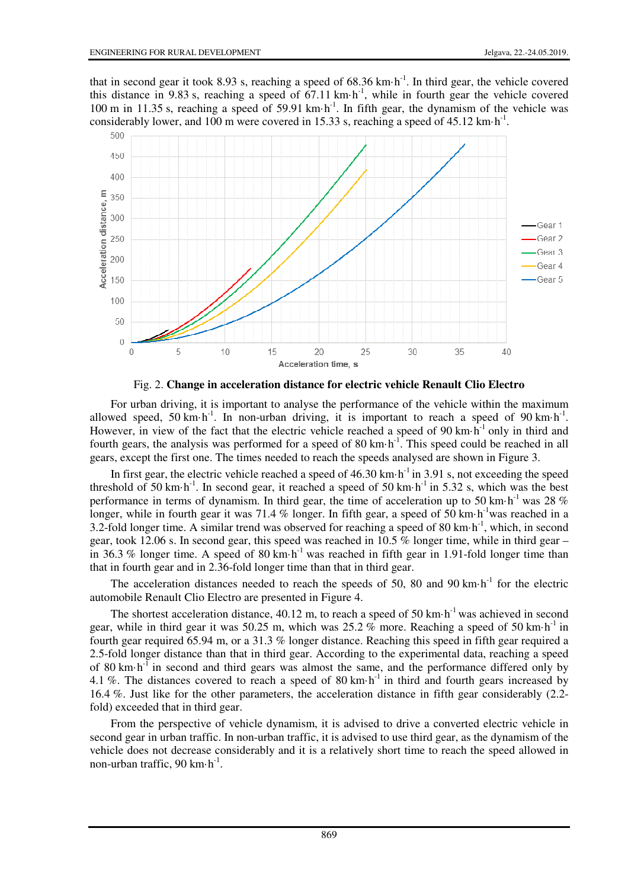that in second gear it took 8.93 s, reaching a speed of 68.36 km·h$^{-1}$. In third gear, the vehicle covered this distance in 9.83 s, reaching a speed of 67.11 km·h$^{-1}$, while in fourth gear the vehicle covered 100 m in 11.35 s, reaching a speed of 59.91 km·h$^{-1}$. In fifth gear, the dynamism of the vehicle was considerably lower, and 100 m were covered in 15.33 s, reaching a speed of 45.12 km·h$^{-1}$.

Fig. 2. **Change in acceleration distance for electric vehicle Renault Clio Electro**

For urban driving, it is important to analyse the performance of the vehicle within the maximum allowed speed, 50 km·h$^{-1}$. In non-urban driving, it is important to reach a speed of 90 km·h$^{-1}$. However, in view of the fact that the electric vehicle reached a speed of 90 km·h$^{-1}$ only in third and fourth gears, the analysis was performed for a speed of 80 km·h$^{-1}$. This speed could be reached in all gears, except the first one. The times needed to reach the speeds analysed are shown in Figure 3.

In first gear, the electric vehicle reached a speed of 46.30 km·h$^{-1}$ in 3.91 s, not exceeding the speed threshold of 50 km·h$^{-1}$. In second gear, it reached a speed of 50 km·h$^{-1}$ in 5.32 s, which was the best performance in terms of dynamism. In third gear, the time of acceleration up to 50 km·h$^{-1}$ was 28 % longer, while in fourth gear it was 71.4 % longer. In fifth gear, a speed of 50 km·h$^{-1}$was reached in a 3.2-fold longer time. A similar trend was observed for reaching a speed of 80 km·h$^{-1}$, which, in second gear, took 12.06 s. In second gear, this speed was reached in 10.5 % longer time, while in third gear – in 36.3 % longer time. A speed of 80 km·h$^{-1}$ was reached in fifth gear in 1.91-fold longer time than that in fourth gear and in 2.36-fold longer time than that in third gear.

The acceleration distances needed to reach the speeds of 50, 80 and 90 km·h$^{-1}$ for the electric automobile Renault Clio Electro are presented in Figure 4.

The shortest acceleration distance, 40.12 m, to reach a speed of 50 km·h$^{-1}$ was achieved in second gear, while in third gear it was 50.25 m, which was 25.2 % more. Reaching a speed of 50 km·h$^{-1}$ in fourth gear required 65.94 m, or a 31.3 % longer distance. Reaching this speed in fifth gear required a 2.5-fold longer distance than that in third gear. According to the experimental data, reaching a speed of 80 km·h$^{-1}$ in second and third gears was almost the same, and the performance differed only by 4.1 %. The distances covered to reach a speed of 80 km·h$^{-1}$ in third and fourth gears increased by 16.4 %. Just like for the other parameters, the acceleration distance in fifth gear considerably (2.2-fold) exceeded that in third gear.

From the perspective of vehicle dynamism, it is advised to drive a converted electric vehicle in second gear in urban traffic. In non-urban traffic, it is advised to use third gear, as the dynamism of the vehicle does not decrease considerably and it is a relatively short time to reach the speed allowed in non-urban traffic, 90 km·h$^{-1}$.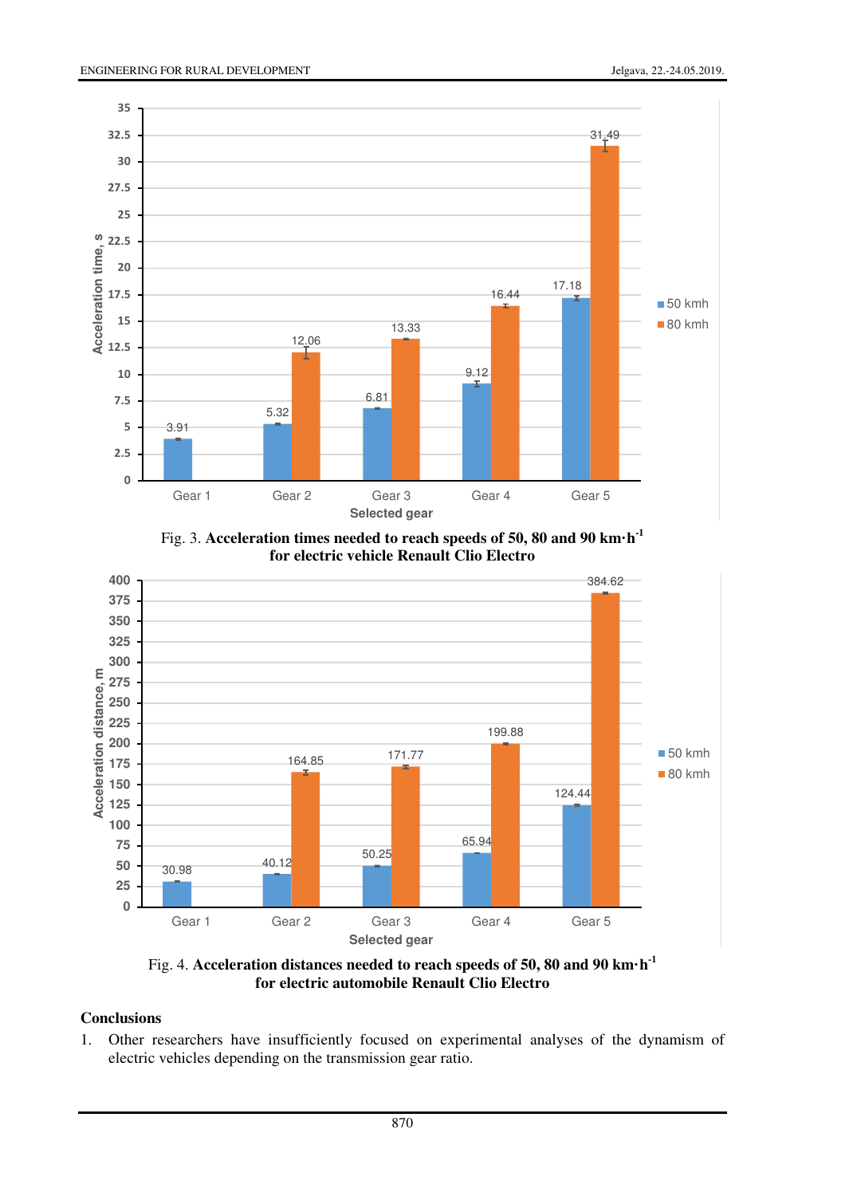Fig. 3. **Acceleration times needed to reach speeds of 50, 80 and 90 km·h$^{-1}$ for electric vehicle Renault Clio Electro**

Fig. 4. **Acceleration distances needed to reach speeds of 50, 80 and 90 km·h$^{-1}$ for electric automobile Renault Clio Electro**

## Conclusions

1. Other researchers have insufficiently focused on experimental analyses of the dynamism of electric vehicles depending on the transmission gear ratio.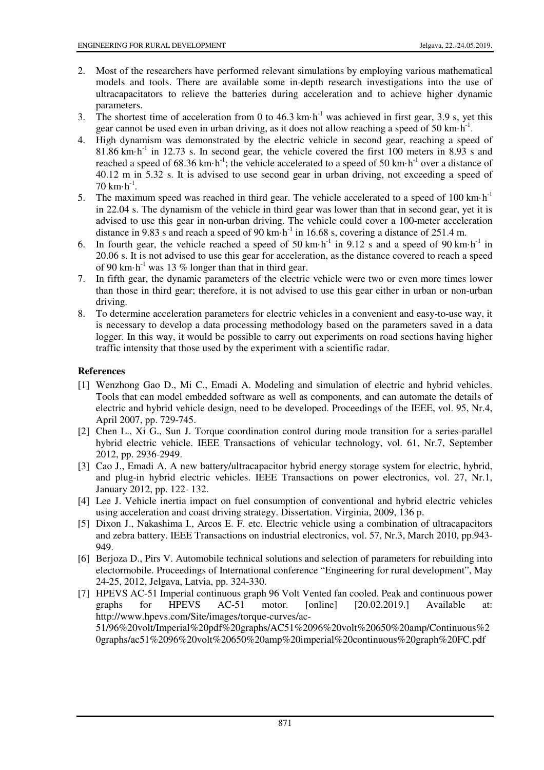2. Most of the researchers have performed relevant simulations by employing various mathematical models and tools. There are available some in-depth research investigations into the use of ultracapacitators to relieve the batteries during acceleration and to achieve higher dynamic parameters.
3. The shortest time of acceleration from 0 to 46.3 km·h$^{-1}$ was achieved in first gear, 3.9 s, yet this gear cannot be used even in urban driving, as it does not allow reaching a speed of 50 km·h$^{-1}$.
4. High dynamism was demonstrated by the electric vehicle in second gear, reaching a speed of 81.86 km·h$^{-1}$ in 12.73 s. In second gear, the vehicle covered the first 100 meters in 8.93 s and reached a speed of 68.36 km·h$^{-1}$; the vehicle accelerated to a speed of 50 km·h$^{-1}$ over a distance of 40.12 m in 5.32 s. It is advised to use second gear in urban driving, not exceeding a speed of 70 km·h$^{-1}$.
5. The maximum speed was reached in third gear. The vehicle accelerated to a speed of 100 km·h$^{-1}$ in 22.04 s. The dynamism of the vehicle in third gear was lower than that in second gear, yet it is advised to use this gear in non-urban driving. The vehicle could cover a 100-meter acceleration distance in 9.83 s and reach a speed of 90 km·h$^{-1}$ in 16.68 s, covering a distance of 251.4 m.
6. In fourth gear, the vehicle reached a speed of 50 km·h$^{-1}$ in 9.12 s and a speed of 90 km·h$^{-1}$ in 20.06 s. It is not advised to use this gear for acceleration, as the distance covered to reach a speed of 90 km·h$^{-1}$ was 13 % longer than that in third gear.
7. In fifth gear, the dynamic parameters of the electric vehicle were two or even more times lower than those in third gear; therefore, it is not advised to use this gear either in urban or non-urban driving.
8. To determine acceleration parameters for electric vehicles in a convenient and easy-to-use way, it is necessary to develop a data processing methodology based on the parameters saved in a data logger. In this way, it would be possible to carry out experiments on road sections having higher traffic intensity that those used by the experiment with a scientific radar.

## References

[1] Wenzhong Gao D., Mi C., Emadi A. Modeling and simulation of electric and hybrid vehicles. Tools that can model embedded software as well as components, and can automate the details of electric and hybrid vehicle design, need to be developed. Proceedings of the IEEE, vol. 95, Nr.4, April 2007, pp. 729-745.

[2] Chen L., Xi G., Sun J. Torque coordination control during mode transition for a series-parallel hybrid electric vehicle. IEEE Transactions of vehicular technology, vol. 61, Nr.7, September 2012, pp. 2936-2949.

[3] Cao J., Emadi A. A new battery/ultracapacitor hybrid energy storage system for electric, hybrid, and plug-in hybrid electric vehicles. IEEE Transactions on power electronics, vol. 27, Nr.1, January 2012, pp. 122- 132.

[4] Lee J. Vehicle inertia impact on fuel consumption of conventional and hybrid electric vehicles using acceleration and coast driving strategy. Dissertation. Virginia, 2009, 136 p.

[5] Dixon J., Nakashima I., Arcos E. F. etc. Electric vehicle using a combination of ultracapacitors and zebra battery. IEEE Transactions on industrial electronics, vol. 57, Nr.3, March 2010, pp.943-949.

[6] Berjoza D., Pirs V. Automobile technical solutions and selection of parameters for rebuilding into electormobile. Proceedings of International conference "Engineering for rural development", May 24-25, 2012, Jelgava, Latvia, pp. 324-330.

[7] HPEVS AC-51 Imperial continuous graph 96 Volt Vented fan cooled. Peak and continuous power graphs for HPEVS AC-51 motor. [online] [20.02.2019.] Available at: http://www.hpevs.com/Site/images/torque-curves/ac-51/96%20volt/Imperial%20pdf%20graphs/AC51%2096%20volt%20650%20amp/Continuous%20graphs/ac51%2096%20volt%20650%20amp%20imperial%20continuous%20graph%20FC.pdf